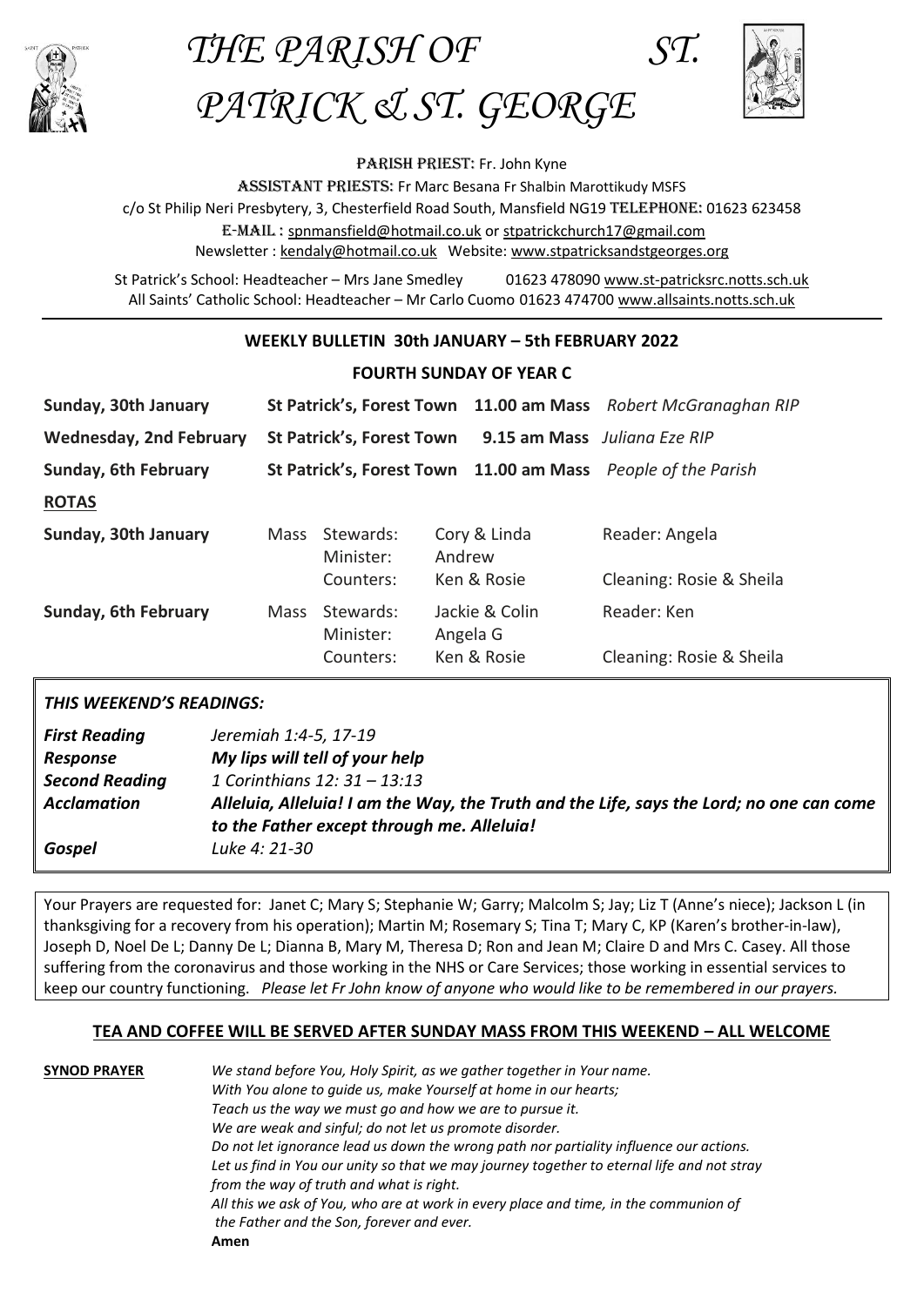# *THE PARISH OF ST. PATRICK & ST. GEORGE*

PARISH PRIEST: Fr. John Kyne

ASSISTANT PRIESTS: Fr Marc Besana Fr Shalbin Marottikudy MSFS

c/o St Philip Neri Presbytery, 3, Chesterfield Road South, Mansfield NG19 TELEPHONE: 01623 623458

E-MAIL : spnmansfield@hotmail.co.uk or stpatrickchurch17@gmail.com

Newsletter : kendaly@hotmail.co.uk Website: www.stpatricksandstgeorges.org

St Patrick's School: Headteacher – Mrs Jane Smedley 01623 478090 www.st-patricksrc.notts.sch.uk

All Saints' Catholic School: Headteacher – Mr Carlo Cuomo 01623 474700 www.allsaints.notts.sch.uk

**WEEKLY BULLETIN 30th JANUARY – 5th FEBRUARY 2022**

**FOURTH SUNDAY OF YEAR C**

| | | | |
|---|---|---|---|
| **Sunday, 30th January** | **St Patrick's, Forest Town** | **11.00 am Mass** | *Robert McGranaghan RIP* |
| **Wednesday, 2nd February** | **St Patrick's, Forest Town** | **9.15 am Mass** | *Juliana Eze RIP* |
| **Sunday, 6th February** | **St Patrick's, Forest Town** | **11.00 am Mass** | *People of the Parish* |

**ROTAS**

| | | | | |
|---|---|---|---|---|
| **Sunday, 30th January** | Mass | Stewards: | Cory & Linda | Reader: Angela |
| | | Minister: | Andrew | |
| | | Counters: | Ken & Rosie | Cleaning: Rosie & Sheila |
| **Sunday, 6th February** | Mass | Stewards: | Jackie & Colin | Reader: Ken |
| | | Minister: | Angela G | |
| | | Counters: | Ken & Rosie | Cleaning: Rosie & Sheila |

***THIS WEEKEND'S READINGS:***

| | |
|---|---|
| ***First Reading*** | *Jeremiah 1:4-5, 17-19* |
| ***Response*** | ***My lips will tell of your help*** |
| ***Second Reading*** | *1 Corinthians 12: 31 – 13:13* |
| ***Acclamation*** | ***Alleluia, Alleluia! I am the Way, the Truth and the Life, says the Lord; no one can come to the Father except through me. Alleluia!*** |
| ***Gospel*** | *Luke 4: 21-30* |

Your Prayers are requested for: Janet C; Mary S; Stephanie W; Garry; Malcolm S; Jay; Liz T (Anne's niece); Jackson L (in thanksgiving for a recovery from his operation); Martin M; Rosemary S; Tina T; Mary C, KP (Karen's brother-in-law), Joseph D, Noel De L; Danny De L; Dianna B, Mary M, Theresa D; Ron and Jean M; Claire D and Mrs C. Casey. All those suffering from the coronavirus and those working in the NHS or Care Services; those working in essential services to keep our country functioning. *Please let Fr John know of anyone who would like to be remembered in our prayers.*

**TEA AND COFFEE WILL BE SERVED AFTER SUNDAY MASS FROM THIS WEEKEND – ALL WELCOME**

**SYNOD PRAYER**

*We stand before You, Holy Spirit, as we gather together in Your name.*
*With You alone to guide us, make Yourself at home in our hearts;*
*Teach us the way we must go and how we are to pursue it.*
*We are weak and sinful; do not let us promote disorder.*
*Do not let ignorance lead us down the wrong path nor partiality influence our actions.*
*Let us find in You our unity so that we may journey together to eternal life and not stray from the way of truth and what is right.*
*All this we ask of You, who are at work in every place and time, in the communion of the Father and the Son, forever and ever.*
**Amen**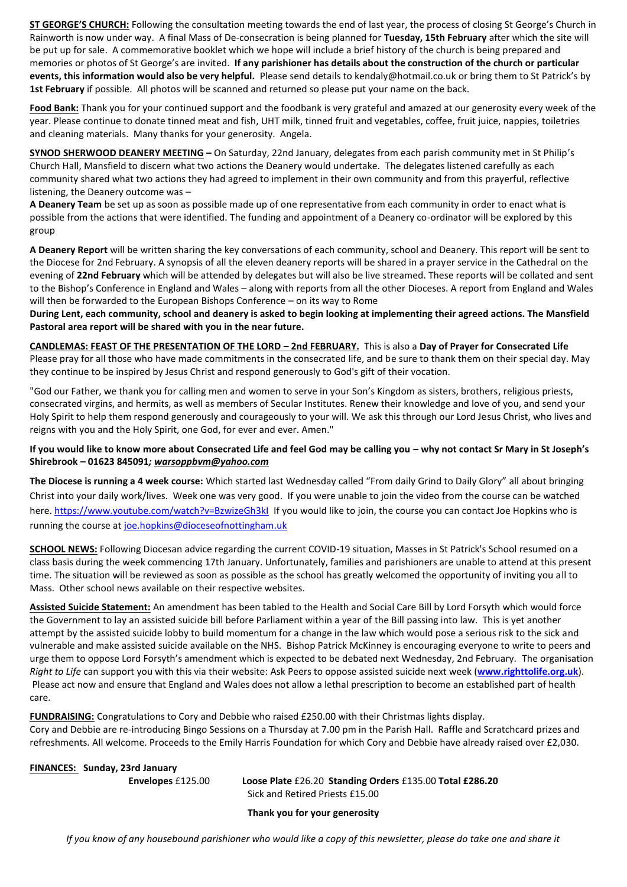**ST GEORGE'S CHURCH:** Following the consultation meeting towards the end of last year, the process of closing St George's Church in Rainworth is now under way. A final Mass of De-consecration is being planned for **Tuesday, 15th February** after which the site will be put up for sale. A commemorative booklet which we hope will include a brief history of the church is being prepared and memories or photos of St George's are invited. **If any parishioner has details about the construction of the church or particular events, this information would also be very helpful.** Please send details to kendaly@hotmail.co.uk or bring them to St Patrick's by **1st February** if possible. All photos will be scanned and returned so please put your name on the back.

**Food Bank:** Thank you for your continued support and the foodbank is very grateful and amazed at our generosity every week of the year. Please continue to donate tinned meat and fish, UHT milk, tinned fruit and vegetables, coffee, fruit juice, nappies, toiletries and cleaning materials. Many thanks for your generosity. Angela.

**SYNOD SHERWOOD DEANERY MEETING –** On Saturday, 22nd January, delegates from each parish community met in St Philip's Church Hall, Mansfield to discern what two actions the Deanery would undertake. The delegates listened carefully as each community shared what two actions they had agreed to implement in their own community and from this prayerful, reflective listening, the Deanery outcome was –

**A Deanery Team** be set up as soon as possible made up of one representative from each community in order to enact what is possible from the actions that were identified. The funding and appointment of a Deanery co-ordinator will be explored by this group

**A Deanery Report** will be written sharing the key conversations of each community, school and Deanery. This report will be sent to the Diocese for 2nd February. A synopsis of all the eleven deanery reports will be shared in a prayer service in the Cathedral on the evening of **22nd February** which will be attended by delegates but will also be live streamed. These reports will be collated and sent to the Bishop's Conference in England and Wales – along with reports from all the other Dioceses. A report from England and Wales will then be forwarded to the European Bishops Conference – on its way to Rome

**During Lent, each community, school and deanery is asked to begin looking at implementing their agreed actions. The Mansfield Pastoral area report will be shared with you in the near future.**

**CANDLEMAS: FEAST OF THE PRESENTATION OF THE LORD – 2nd FEBRUARY.** This is also a **Day of Prayer for Consecrated Life** Please pray for all those who have made commitments in the consecrated life, and be sure to thank them on their special day. May they continue to be inspired by Jesus Christ and respond generously to God's gift of their vocation.

"God our Father, we thank you for calling men and women to serve in your Son's Kingdom as sisters, brothers, religious priests, consecrated virgins, and hermits, as well as members of Secular Institutes. Renew their knowledge and love of you, and send your Holy Spirit to help them respond generously and courageously to your will. We ask this through our Lord Jesus Christ, who lives and reigns with you and the Holy Spirit, one God, for ever and ever. Amen."

**If you would like to know more about Consecrated Life and feel God may be calling you – why not contact Sr Mary in St Joseph's Shirebrook – 01623 845091*; warsoppbvm@yahoo.com***

**The Diocese is running a 4 week course:** Which started last Wednesday called "From daily Grind to Daily Glory" all about bringing Christ into your daily work/lives. Week one was very good. If you were unable to join the video from the course can be watched here. https://www.youtube.com/watch?v=BzwizeGh3kI If you would like to join, the course you can contact Joe Hopkins who is running the course at joe.hopkins@dioceseofnottingham.uk

**SCHOOL NEWS:** Following Diocesan advice regarding the current COVID-19 situation, Masses in St Patrick's School resumed on a class basis during the week commencing 17th January. Unfortunately, families and parishioners are unable to attend at this present time. The situation will be reviewed as soon as possible as the school has greatly welcomed the opportunity of inviting you all to Mass. Other school news available on their respective websites.

**Assisted Suicide Statement:** An amendment has been tabled to the Health and Social Care Bill by Lord Forsyth which would force the Government to lay an assisted suicide bill before Parliament within a year of the Bill passing into law. This is yet another attempt by the assisted suicide lobby to build momentum for a change in the law which would pose a serious risk to the sick and vulnerable and make assisted suicide available on the NHS. Bishop Patrick McKinney is encouraging everyone to write to peers and urge them to oppose Lord Forsyth's amendment which is expected to be debated next Wednesday, 2nd February. The organisation *Right to Life* can support you with this via their website: Ask Peers to oppose assisted suicide next week (**www.righttolife.org.uk**). Please act now and ensure that England and Wales does not allow a lethal prescription to become an established part of health care.

**FUNDRAISING:** Congratulations to Cory and Debbie who raised £250.00 with their Christmas lights display.
Cory and Debbie are re-introducing Bingo Sessions on a Thursday at 7.00 pm in the Parish Hall. Raffle and Scratchcard prizes and refreshments. All welcome. Proceeds to the Emily Harris Foundation for which Cory and Debbie have already raised over £2,030.

**FINANCES: Sunday, 23rd January**

**Envelopes** £125.00 **Loose Plate** £26.20 **Standing Orders** £135.00 **Total £286.20**
Sick and Retired Priests £15.00

**Thank you for your generosity**

*If you know of any housebound parishioner who would like a copy of this newsletter, please do take one and share it*